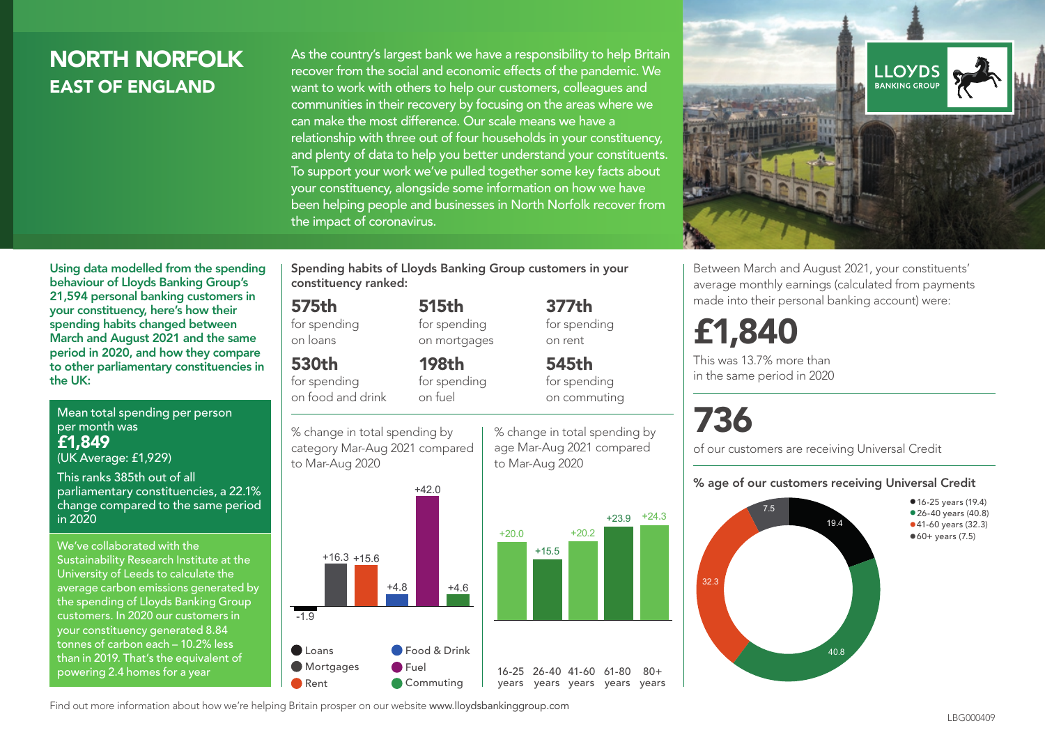# NORTH NORFOLK
## EAST OF ENGLAND

As the country's largest bank we have a responsibility to help Britain recover from the social and economic effects of the pandemic. We want to work with others to help our customers, colleagues and communities in their recovery by focusing on the areas where we can make the most difference. Our scale means we have a relationship with three out of four households in your constituency, and plenty of data to help you better understand your constituents. To support your work we've pulled together some key facts about your constituency, alongside some information on how we have been helping people and businesses in North Norfolk recover from the impact of coronavirus.

LLOYDS BANKING GROUP

**Using data modelled from the spending behaviour of Lloyds Banking Group's 21,594 personal banking customers in your constituency, here's how their spending habits changed between March and August 2021 and the same period in 2020, and how they compare to other parliamentary constituencies in the UK:**

Mean total spending per person per month was
**£1,849**
(UK Average: £1,929)

This ranks 385th out of all parliamentary constituencies, a 22.1% change compared to the same period in 2020

We've collaborated with the Sustainability Research Institute at the University of Leeds to calculate the average carbon emissions generated by the spending of Lloyds Banking Group customers. In 2020 our customers in your constituency generated 8.84 tonnes of carbon each – 10.2% less than in 2019. That's the equivalent of powering 2.4 homes for a year

**Spending habits of Lloyds Banking Group customers in your constituency ranked:**

| Rank | Category |
|---|---|
| **575th** | for spending on loans |
| **515th** | for spending on mortgages |
| **377th** | for spending on rent |
| **530th** | for spending on food and drink |
| **198th** | for spending on fuel |
| **545th** | for spending on commuting |

% change in total spending by category Mar-Aug 2021 compared to Mar-Aug 2020

| Category | % change |
|---|---|
| Loans | -1.9 |
| Mortgages | +16.3 |
| Rent | +15.6 |
| Food & Drink | +4.8 |
| Fuel | +42.0 |
| Commuting | +4.6 |

% change in total spending by age Mar-Aug 2021 compared to Mar-Aug 2020

| Age | % change |
|---|---|
| 16-25 years | +20.0 |
| 26-40 years | +15.5 |
| 41-60 years | +20.2 |
| 61-80 years | +23.9 |
| 80+ years | +24.3 |

Between March and August 2021, your constituents' average monthly earnings (calculated from payments made into their personal banking account) were:

**£1,840**

This was 13.7% more than in the same period in 2020

**736**

of our customers are receiving Universal Credit

**% age of our customers receiving Universal Credit**

| Age | % |
|---|---|
| 16-25 years | 19.4 |
| 26-40 years | 40.8 |
| 41-60 years | 32.3 |
| 60+ years | 7.5 |

Find out more information about how we're helping Britain prosper on our website www.lloydsbankinggroup.com

LBG000409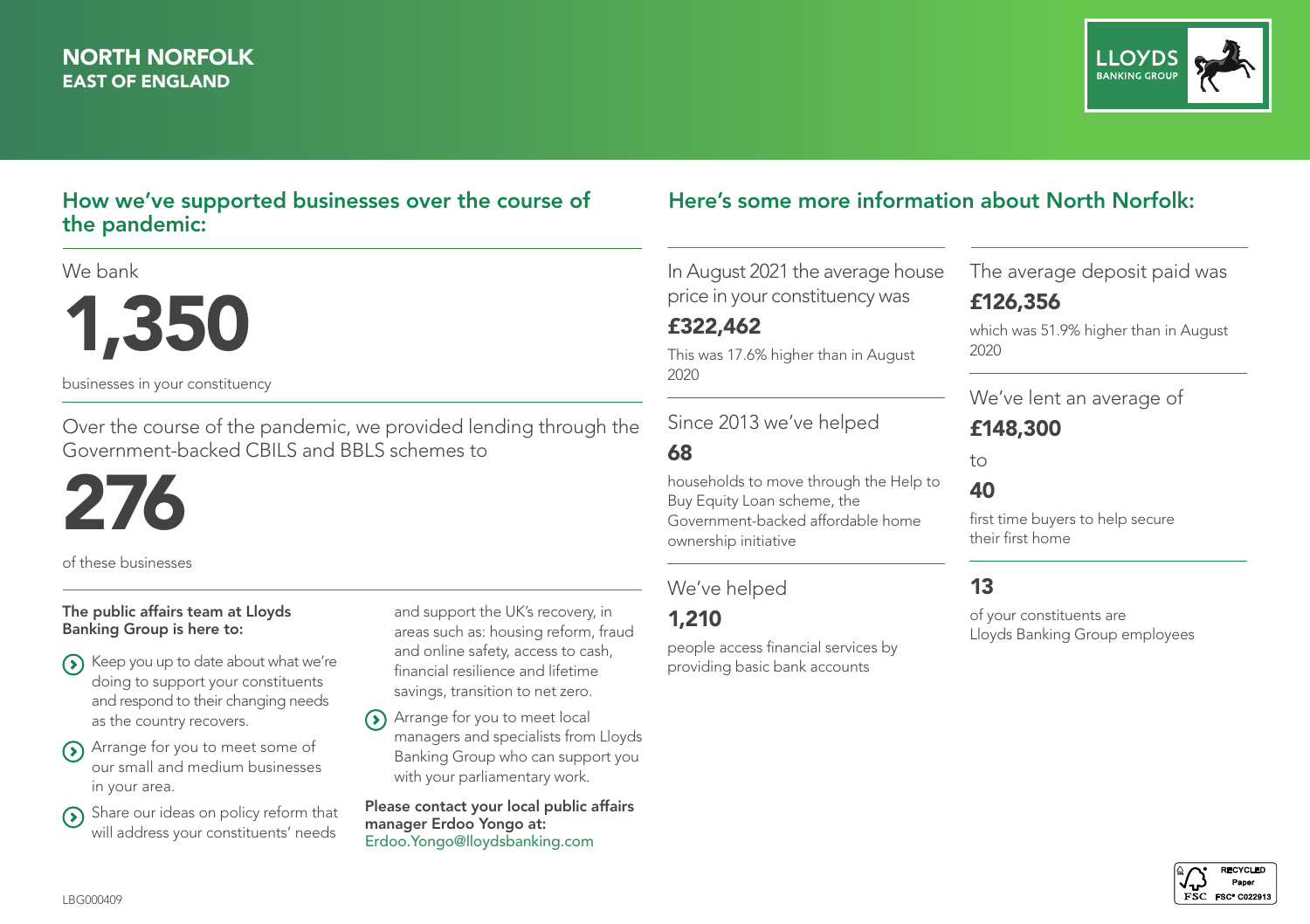# NORTH NORFOLK
## EAST OF ENGLAND

LLOYDS BANKING GROUP

## How we've supported businesses over the course of the pandemic:

We bank

**1,350**

businesses in your constituency

Over the course of the pandemic, we provided lending through the Government-backed CBILS and BBLS schemes to

**276**

of these businesses

**The public affairs team at Lloyds Banking Group is here to:**

- Keep you up to date about what we're doing to support your constituents and respond to their changing needs as the country recovers.
- Arrange for you to meet some of our small and medium businesses in your area.
- Share our ideas on policy reform that will address your constituents' needs and support the UK's recovery, in areas such as: housing reform, fraud and online safety, access to cash, financial resilience and lifetime savings, transition to net zero.
- Arrange for you to meet local managers and specialists from Lloyds Banking Group who can support you with your parliamentary work.

**Please contact your local public affairs manager Erdoo Yongo at:**
Erdoo.Yongo@lloydsbanking.com

## Here's some more information about North Norfolk:

In August 2021 the average house price in your constituency was

**£322,462**

This was 17.6% higher than in August 2020

Since 2013 we've helped

**68**

households to move through the Help to Buy Equity Loan scheme, the Government-backed affordable home ownership initiative

We've helped

**1,210**

people access financial services by providing basic bank accounts

The average deposit paid was

**£126,356**

which was 51.9% higher than in August 2020

We've lent an average of

**£148,300**

to

**40**

first time buyers to help secure their first home

**13**

of your constituents are Lloyds Banking Group employees

LBG000409